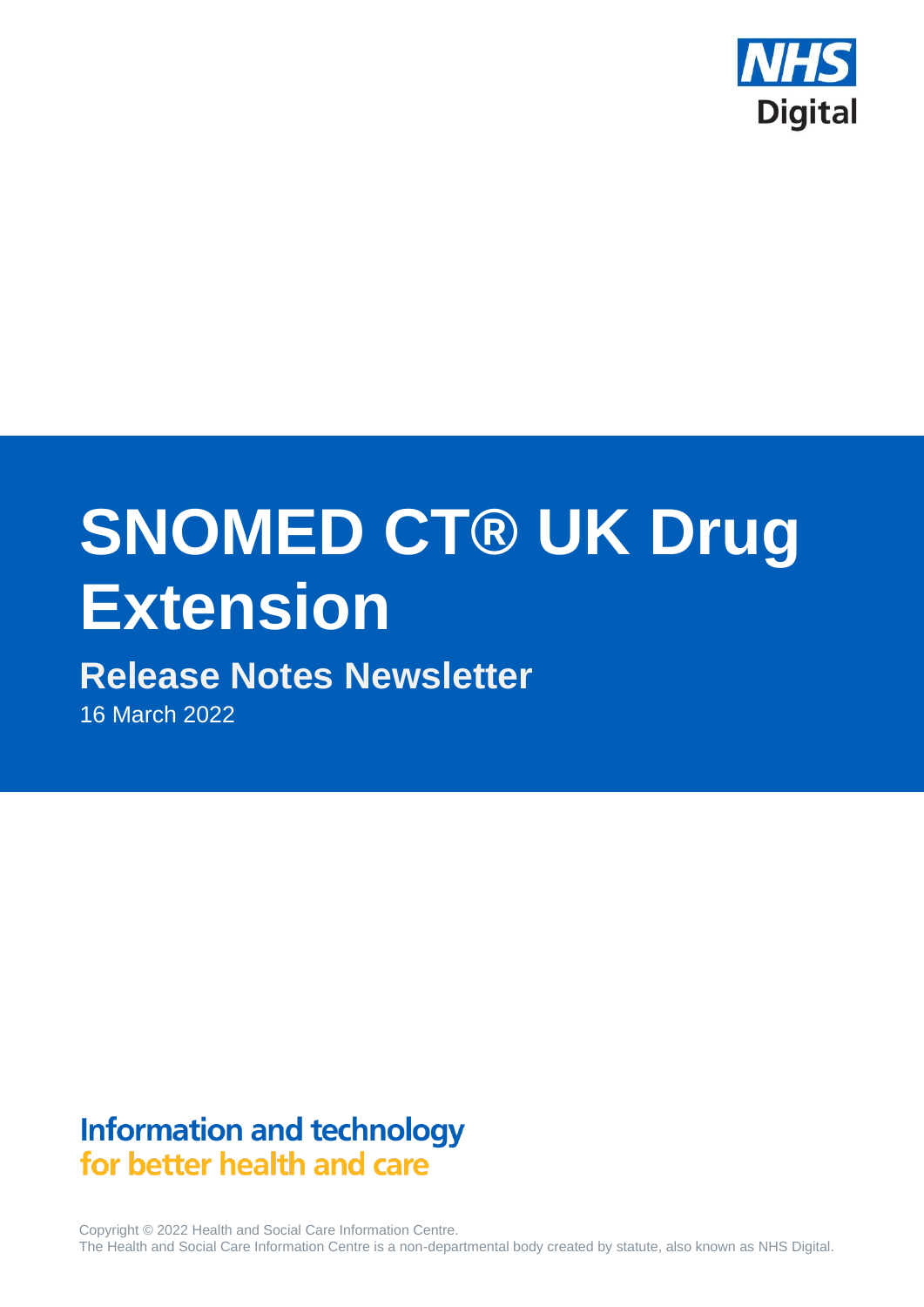NHS Digital

# SNOMED CT® UK Drug Extension

## Release Notes Newsletter

16 March 2022

**Information and technology**
**for better health and care**

Copyright © 2022 Health and Social Care Information Centre.
The Health and Social Care Information Centre is a non-departmental body created by statute, also known as NHS Digital.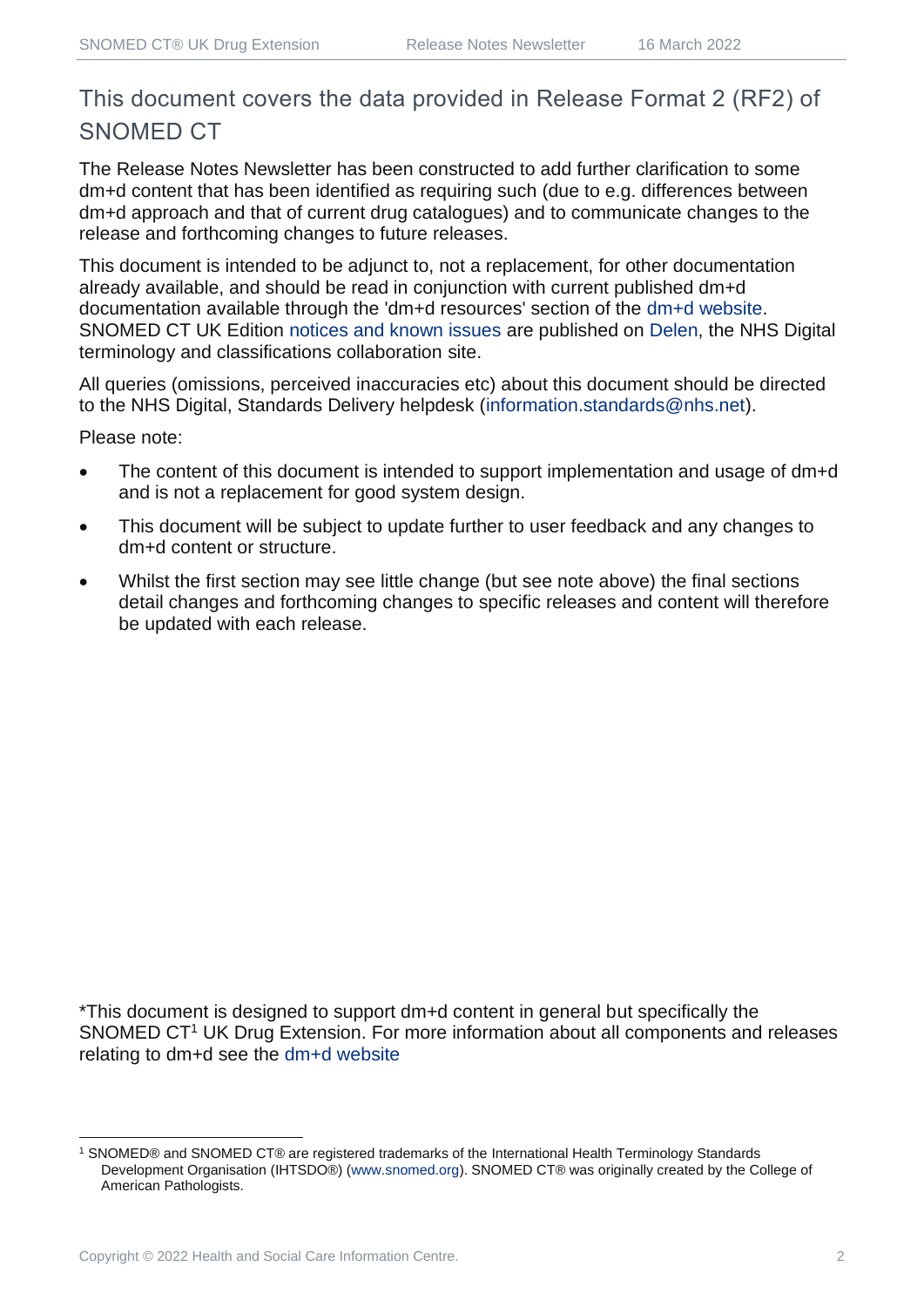## This document covers the data provided in Release Format 2 (RF2) of SNOMED CT

The Release Notes Newsletter has been constructed to add further clarification to some dm+d content that has been identified as requiring such (due to e.g. differences between dm+d approach and that of current drug catalogues) and to communicate changes to the release and forthcoming changes to future releases.

This document is intended to be adjunct to, not a replacement, for other documentation already available, and should be read in conjunction with current published dm+d documentation available through the 'dm+d resources' section of the dm+d website. SNOMED CT UK Edition notices and known issues are published on Delen, the NHS Digital terminology and classifications collaboration site.

All queries (omissions, perceived inaccuracies etc) about this document should be directed to the NHS Digital, Standards Delivery helpdesk (information.standards@nhs.net).

Please note:

- The content of this document is intended to support implementation and usage of dm+d and is not a replacement for good system design.
- This document will be subject to update further to user feedback and any changes to dm+d content or structure.
- Whilst the first section may see little change (but see note above) the final sections detail changes and forthcoming changes to specific releases and content will therefore be updated with each release.

*This document is designed to support dm+d content in general but specifically the SNOMED CT[1] UK Drug Extension. For more information about all components and releases relating to dm+d see the dm+d website

[1] SNOMED® and SNOMED CT® are registered trademarks of the International Health Terminology Standards Development Organisation (IHTSDO®) (www.snomed.org). SNOMED CT® was originally created by the College of American Pathologists.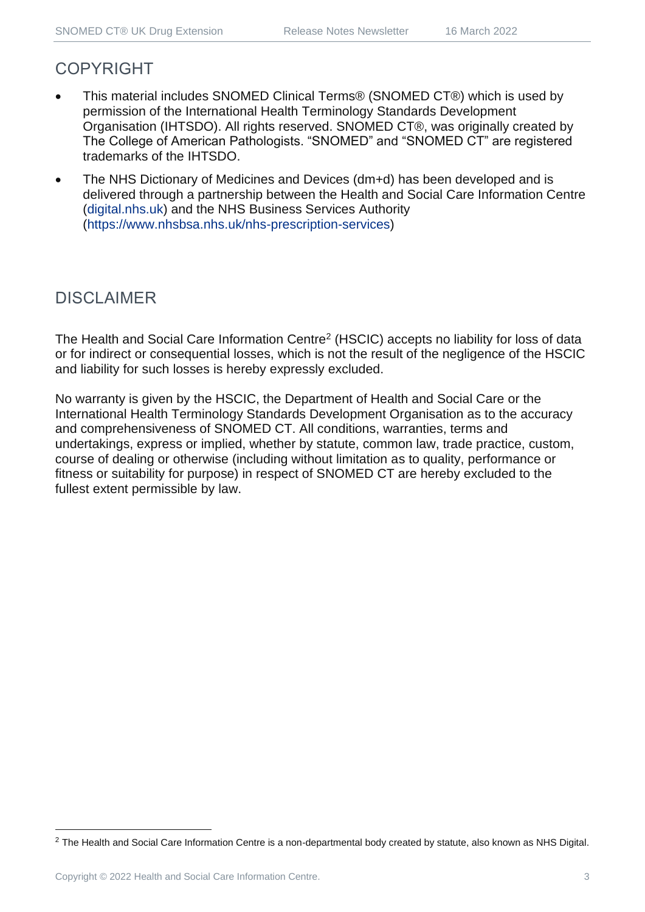## COPYRIGHT

- This material includes SNOMED Clinical Terms® (SNOMED CT®) which is used by permission of the International Health Terminology Standards Development Organisation (IHTSDO). All rights reserved. SNOMED CT®, was originally created by The College of American Pathologists. “SNOMED” and “SNOMED CT” are registered trademarks of the IHTSDO.
- The NHS Dictionary of Medicines and Devices (dm+d) has been developed and is delivered through a partnership between the Health and Social Care Information Centre (digital.nhs.uk) and the NHS Business Services Authority (https://www.nhsbsa.nhs.uk/nhs-prescription-services)

## DISCLAIMER

The Health and Social Care Information Centre[2] (HSCIC) accepts no liability for loss of data or for indirect or consequential losses, which is not the result of the negligence of the HSCIC and liability for such losses is hereby expressly excluded.

No warranty is given by the HSCIC, the Department of Health and Social Care or the International Health Terminology Standards Development Organisation as to the accuracy and comprehensiveness of SNOMED CT. All conditions, warranties, terms and undertakings, express or implied, whether by statute, common law, trade practice, custom, course of dealing or otherwise (including without limitation as to quality, performance or fitness or suitability for purpose) in respect of SNOMED CT are hereby excluded to the fullest extent permissible by law.

[2] The Health and Social Care Information Centre is a non-departmental body created by statute, also known as NHS Digital.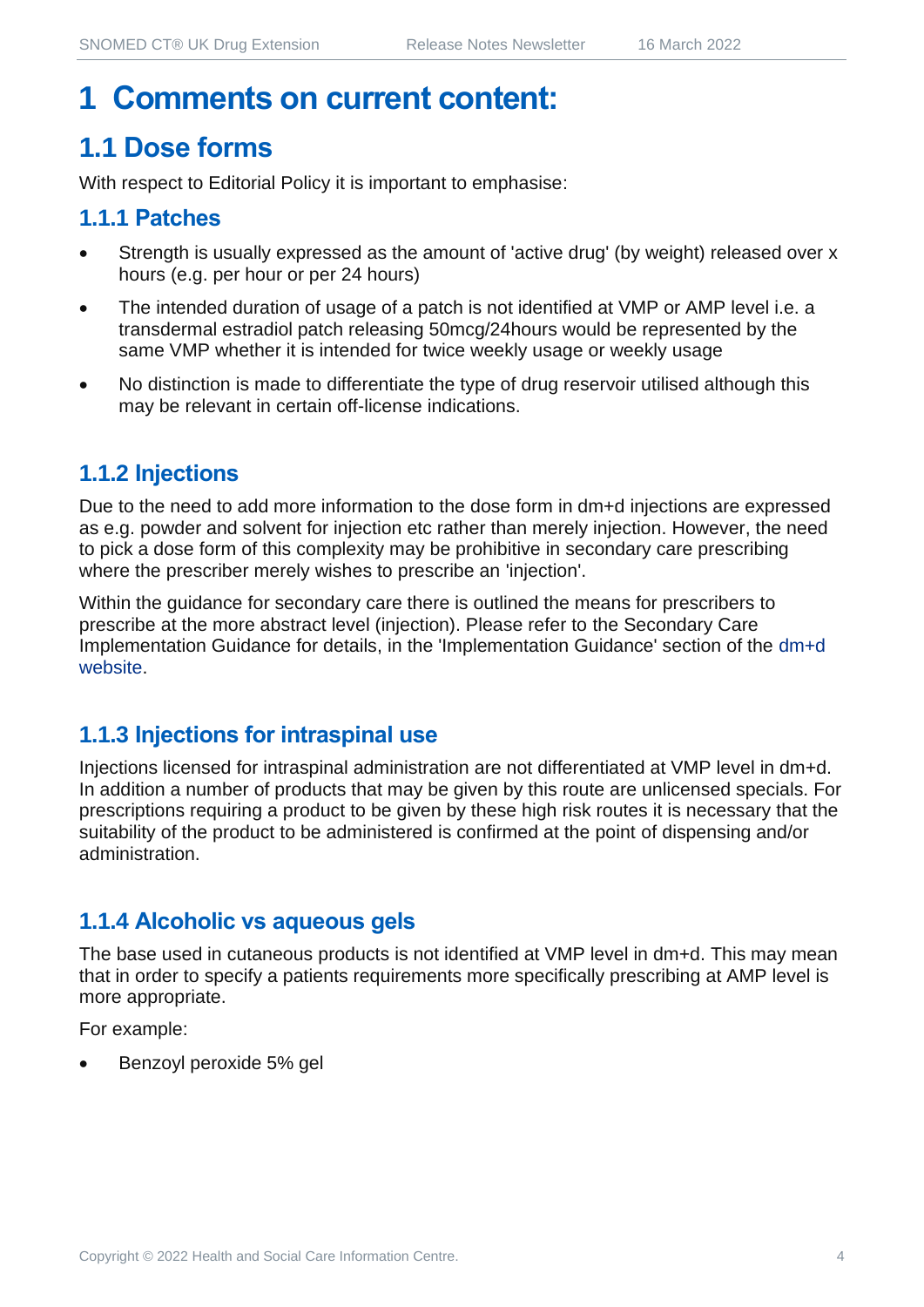# 1 Comments on current content:

## 1.1 Dose forms

With respect to Editorial Policy it is important to emphasise:

### 1.1.1 Patches

- Strength is usually expressed as the amount of 'active drug' (by weight) released over x hours (e.g. per hour or per 24 hours)
- The intended duration of usage of a patch is not identified at VMP or AMP level i.e. a transdermal estradiol patch releasing 50mcg/24hours would be represented by the same VMP whether it is intended for twice weekly usage or weekly usage
- No distinction is made to differentiate the type of drug reservoir utilised although this may be relevant in certain off-license indications.

### 1.1.2 Injections

Due to the need to add more information to the dose form in dm+d injections are expressed as e.g. powder and solvent for injection etc rather than merely injection. However, the need to pick a dose form of this complexity may be prohibitive in secondary care prescribing where the prescriber merely wishes to prescribe an 'injection'.

Within the guidance for secondary care there is outlined the means for prescribers to prescribe at the more abstract level (injection). Please refer to the Secondary Care Implementation Guidance for details, in the 'Implementation Guidance' section of the dm+d website.

### 1.1.3 Injections for intraspinal use

Injections licensed for intraspinal administration are not differentiated at VMP level in dm+d. In addition a number of products that may be given by this route are unlicensed specials. For prescriptions requiring a product to be given by these high risk routes it is necessary that the suitability of the product to be administered is confirmed at the point of dispensing and/or administration.

### 1.1.4 Alcoholic vs aqueous gels

The base used in cutaneous products is not identified at VMP level in dm+d. This may mean that in order to specify a patients requirements more specifically prescribing at AMP level is more appropriate.

For example:

- Benzoyl peroxide 5% gel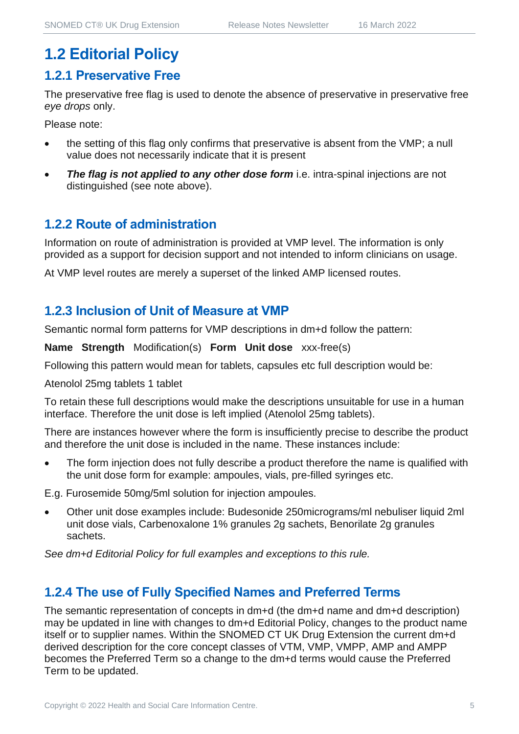## 1.2 Editorial Policy

### 1.2.1 Preservative Free

The preservative free flag is used to denote the absence of preservative in preservative free *eye drops* only.

Please note:

- the setting of this flag only confirms that preservative is absent from the VMP; a null value does not necessarily indicate that it is present
- ***The flag is not applied to any other dose form*** i.e. intra-spinal injections are not distinguished (see note above).

### 1.2.2 Route of administration

Information on route of administration is provided at VMP level. The information is only provided as a support for decision support and not intended to inform clinicians on usage.

At VMP level routes are merely a superset of the linked AMP licensed routes.

### 1.2.3 Inclusion of Unit of Measure at VMP

Semantic normal form patterns for VMP descriptions in dm+d follow the pattern:

**Name** **Strength** Modification(s) **Form** **Unit dose** xxx-free(s)

Following this pattern would mean for tablets, capsules etc full description would be:

Atenolol 25mg tablets 1 tablet

To retain these full descriptions would make the descriptions unsuitable for use in a human interface. Therefore the unit dose is left implied (Atenolol 25mg tablets).

There are instances however where the form is insufficiently precise to describe the product and therefore the unit dose is included in the name. These instances include:

- The form injection does not fully describe a product therefore the name is qualified with the unit dose form for example: ampoules, vials, pre-filled syringes etc.

E.g. Furosemide 50mg/5ml solution for injection ampoules.

- Other unit dose examples include: Budesonide 250micrograms/ml nebuliser liquid 2ml unit dose vials, Carbenoxalone 1% granules 2g sachets, Benorilate 2g granules sachets.

*See dm+d Editorial Policy for full examples and exceptions to this rule.*

### 1.2.4 The use of Fully Specified Names and Preferred Terms

The semantic representation of concepts in dm+d (the dm+d name and dm+d description) may be updated in line with changes to dm+d Editorial Policy, changes to the product name itself or to supplier names. Within the SNOMED CT UK Drug Extension the current dm+d derived description for the core concept classes of VTM, VMP, VMPP, AMP and AMPP becomes the Preferred Term so a change to the dm+d terms would cause the Preferred Term to be updated.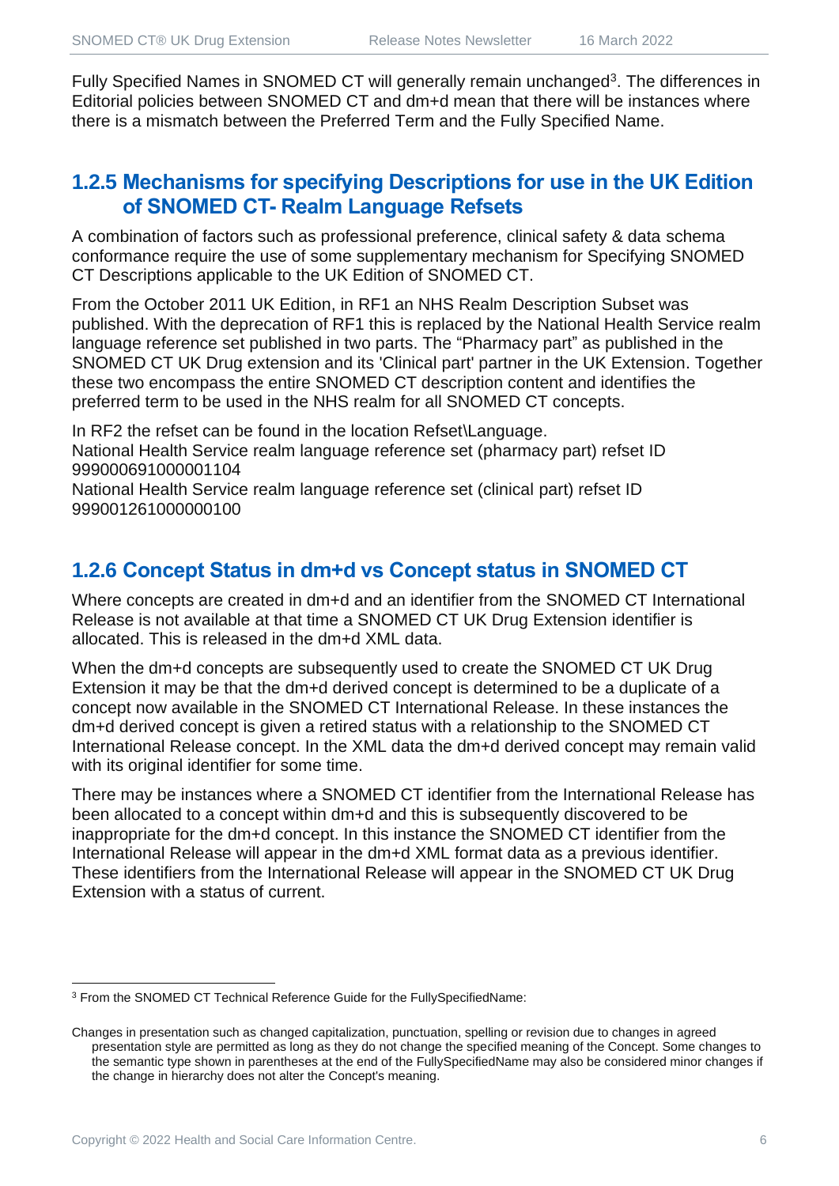Fully Specified Names in SNOMED CT will generally remain unchanged[3]. The differences in Editorial policies between SNOMED CT and dm+d mean that there will be instances where there is a mismatch between the Preferred Term and the Fully Specified Name.

### 1.2.5 Mechanisms for specifying Descriptions for use in the UK Edition of SNOMED CT- Realm Language Refsets

A combination of factors such as professional preference, clinical safety & data schema conformance require the use of some supplementary mechanism for Specifying SNOMED CT Descriptions applicable to the UK Edition of SNOMED CT.

From the October 2011 UK Edition, in RF1 an NHS Realm Description Subset was published. With the deprecation of RF1 this is replaced by the National Health Service realm language reference set published in two parts. The "Pharmacy part" as published in the SNOMED CT UK Drug extension and its 'Clinical part' partner in the UK Extension. Together these two encompass the entire SNOMED CT description content and identifies the preferred term to be used in the NHS realm for all SNOMED CT concepts.

In RF2 the refset can be found in the location Refset\Language.
National Health Service realm language reference set (pharmacy part) refset ID 999000691000001104
National Health Service realm language reference set (clinical part) refset ID 999001261000000100

### 1.2.6 Concept Status in dm+d vs Concept status in SNOMED CT

Where concepts are created in dm+d and an identifier from the SNOMED CT International Release is not available at that time a SNOMED CT UK Drug Extension identifier is allocated. This is released in the dm+d XML data.

When the dm+d concepts are subsequently used to create the SNOMED CT UK Drug Extension it may be that the dm+d derived concept is determined to be a duplicate of a concept now available in the SNOMED CT International Release. In these instances the dm+d derived concept is given a retired status with a relationship to the SNOMED CT International Release concept. In the XML data the dm+d derived concept may remain valid with its original identifier for some time.

There may be instances where a SNOMED CT identifier from the International Release has been allocated to a concept within dm+d and this is subsequently discovered to be inappropriate for the dm+d concept. In this instance the SNOMED CT identifier from the International Release will appear in the dm+d XML format data as a previous identifier. These identifiers from the International Release will appear in the SNOMED CT UK Drug Extension with a status of current.

---

[3] From the SNOMED CT Technical Reference Guide for the FullySpecifiedName:

Changes in presentation such as changed capitalization, punctuation, spelling or revision due to changes in agreed presentation style are permitted as long as they do not change the specified meaning of the Concept. Some changes to the semantic type shown in parentheses at the end of the FullySpecifiedName may also be considered minor changes if the change in hierarchy does not alter the Concept's meaning.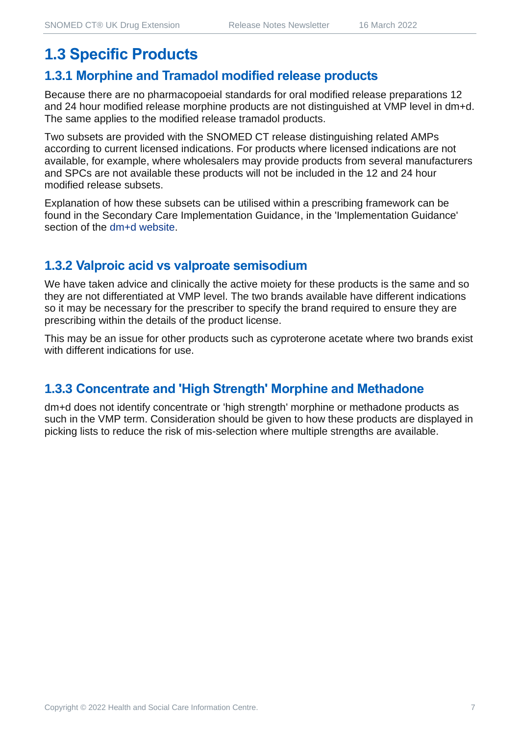## 1.3 Specific Products

### 1.3.1 Morphine and Tramadol modified release products

Because there are no pharmacopoeial standards for oral modified release preparations 12 and 24 hour modified release morphine products are not distinguished at VMP level in dm+d. The same applies to the modified release tramadol products.

Two subsets are provided with the SNOMED CT release distinguishing related AMPs according to current licensed indications. For products where licensed indications are not available, for example, where wholesalers may provide products from several manufacturers and SPCs are not available these products will not be included in the 12 and 24 hour modified release subsets.

Explanation of how these subsets can be utilised within a prescribing framework can be found in the Secondary Care Implementation Guidance, in the 'Implementation Guidance' section of the dm+d website.

### 1.3.2 Valproic acid vs valproate semisodium

We have taken advice and clinically the active moiety for these products is the same and so they are not differentiated at VMP level. The two brands available have different indications so it may be necessary for the prescriber to specify the brand required to ensure they are prescribing within the details of the product license.

This may be an issue for other products such as cyproterone acetate where two brands exist with different indications for use.

### 1.3.3 Concentrate and 'High Strength' Morphine and Methadone

dm+d does not identify concentrate or 'high strength' morphine or methadone products as such in the VMP term. Consideration should be given to how these products are displayed in picking lists to reduce the risk of mis-selection where multiple strengths are available.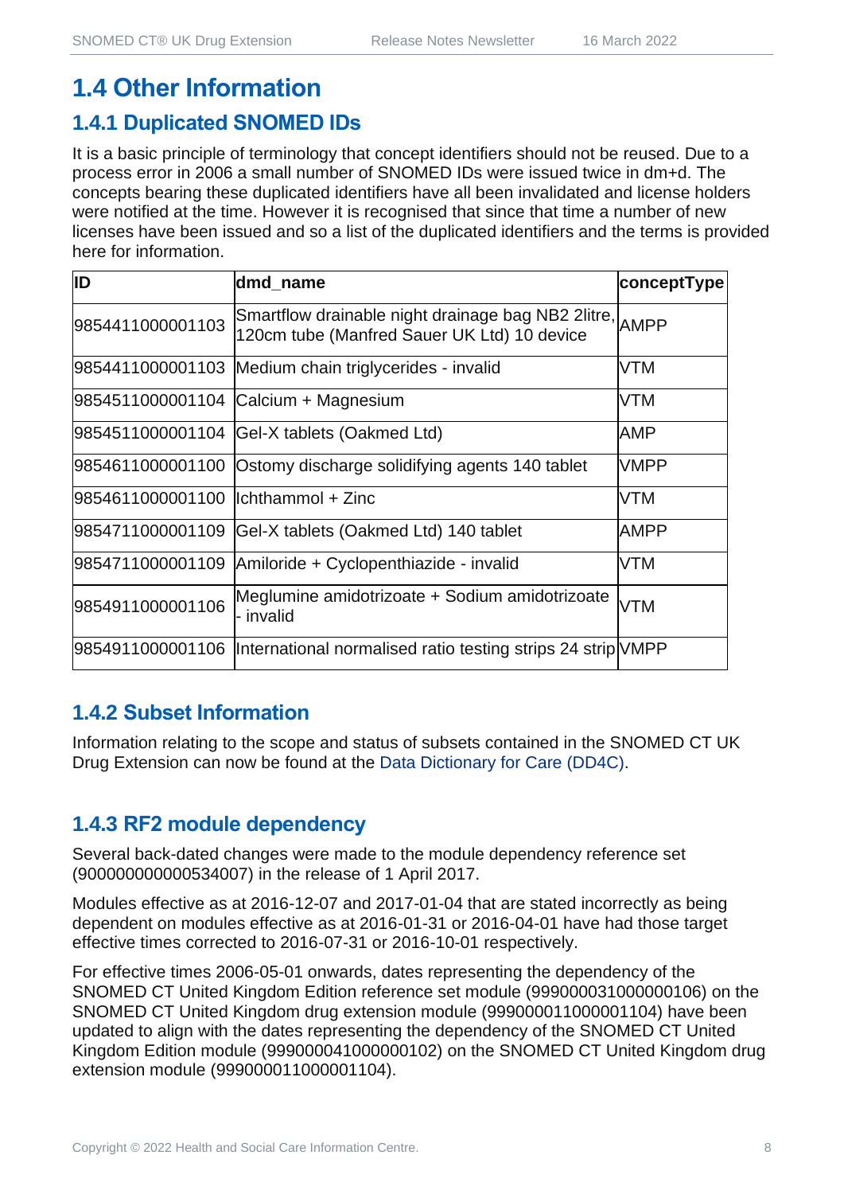# 1.4 Other Information

## 1.4.1 Duplicated SNOMED IDs

It is a basic principle of terminology that concept identifiers should not be reused. Due to a process error in 2006 a small number of SNOMED IDs were issued twice in dm+d. The concepts bearing these duplicated identifiers have all been invalidated and license holders were notified at the time. However it is recognised that since that time a number of new licenses have been issued and so a list of the duplicated identifiers and the terms is provided here for information.

| ID | dmd_name | conceptType |
|---|---|---|
| 9854411000001103 | Smartflow drainable night drainage bag NB2 2litre, 120cm tube (Manfred Sauer UK Ltd) 10 device | AMPP |
| 9854411000001103 | Medium chain triglycerides - invalid | VTM |
| 9854511000001104 | Calcium + Magnesium | VTM |
| 9854511000001104 | Gel-X tablets (Oakmed Ltd) | AMP |
| 9854611000001100 | Ostomy discharge solidifying agents 140 tablet | VMPP |
| 9854611000001100 | Ichthammol + Zinc | VTM |
| 9854711000001109 | Gel-X tablets (Oakmed Ltd) 140 tablet | AMPP |
| 9854711000001109 | Amiloride + Cyclopenthiazide - invalid | VTM |
| 9854911000001106 | Meglumine amidotrizoate + Sodium amidotrizoate - invalid | VTM |
| 9854911000001106 | International normalised ratio testing strips 24 strip | VMPP |

## 1.4.2 Subset Information

Information relating to the scope and status of subsets contained in the SNOMED CT UK Drug Extension can now be found at the Data Dictionary for Care (DD4C).

## 1.4.3 RF2 module dependency

Several back-dated changes were made to the module dependency reference set (900000000000534007) in the release of 1 April 2017.

Modules effective as at 2016-12-07 and 2017-01-04 that are stated incorrectly as being dependent on modules effective as at 2016-01-31 or 2016-04-01 have had those target effective times corrected to 2016-07-31 or 2016-10-01 respectively.

For effective times 2006-05-01 onwards, dates representing the dependency of the SNOMED CT United Kingdom Edition reference set module (999000031000000106) on the SNOMED CT United Kingdom drug extension module (999000011000001104) have been updated to align with the dates representing the dependency of the SNOMED CT United Kingdom Edition module (999000041000000102) on the SNOMED CT United Kingdom drug extension module (999000011000001104).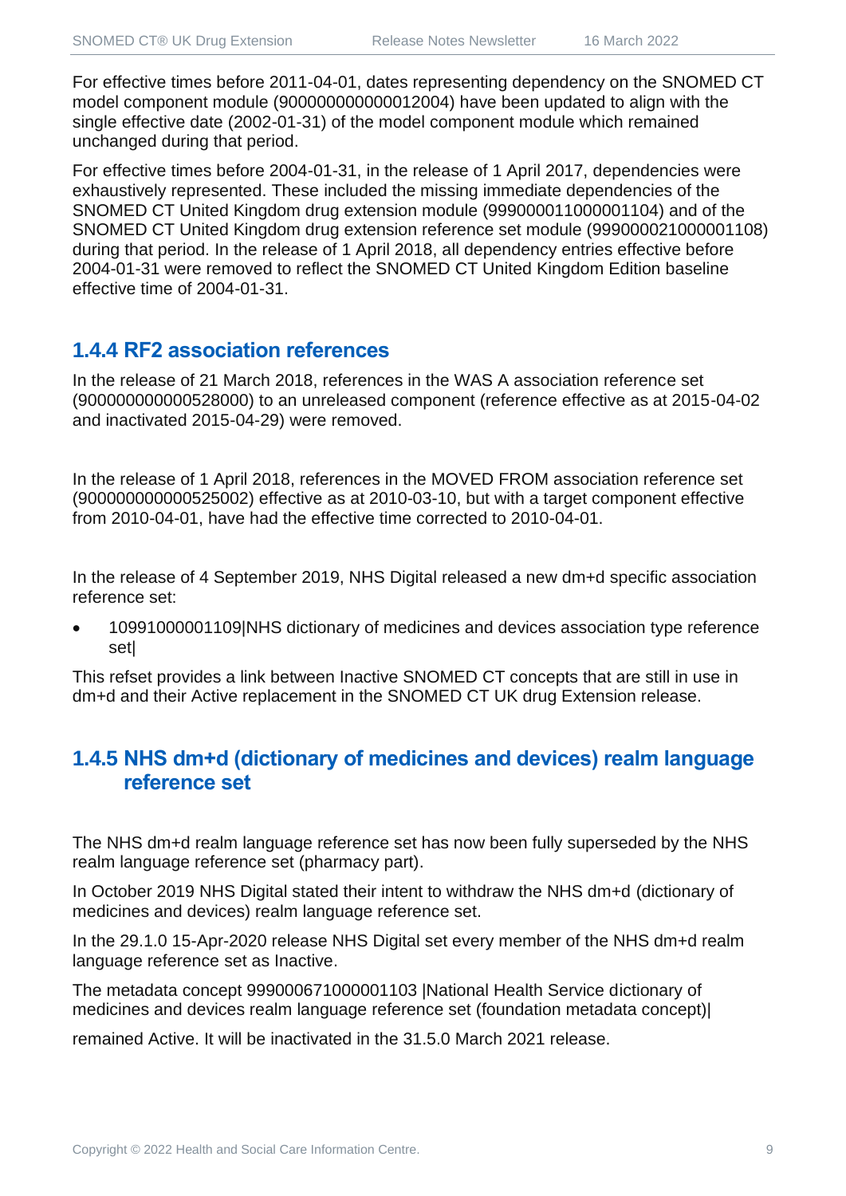For effective times before 2011-04-01, dates representing dependency on the SNOMED CT model component module (900000000000012004) have been updated to align with the single effective date (2002-01-31) of the model component module which remained unchanged during that period.

For effective times before 2004-01-31, in the release of 1 April 2017, dependencies were exhaustively represented. These included the missing immediate dependencies of the SNOMED CT United Kingdom drug extension module (999000011000001104) and of the SNOMED CT United Kingdom drug extension reference set module (999000021000001108) during that period. In the release of 1 April 2018, all dependency entries effective before 2004-01-31 were removed to reflect the SNOMED CT United Kingdom Edition baseline effective time of 2004-01-31.

### 1.4.4 RF2 association references

In the release of 21 March 2018, references in the WAS A association reference set (900000000000528000) to an unreleased component (reference effective as at 2015-04-02 and inactivated 2015-04-29) were removed.

In the release of 1 April 2018, references in the MOVED FROM association reference set (900000000000525002) effective as at 2010-03-10, but with a target component effective from 2010-04-01, have had the effective time corrected to 2010-04-01.

In the release of 4 September 2019, NHS Digital released a new dm+d specific association reference set:

- 10991000001109|NHS dictionary of medicines and devices association type reference set|

This refset provides a link between Inactive SNOMED CT concepts that are still in use in dm+d and their Active replacement in the SNOMED CT UK drug Extension release.

### 1.4.5 NHS dm+d (dictionary of medicines and devices) realm language reference set

The NHS dm+d realm language reference set has now been fully superseded by the NHS realm language reference set (pharmacy part).

In October 2019 NHS Digital stated their intent to withdraw the NHS dm+d (dictionary of medicines and devices) realm language reference set.

In the 29.1.0 15-Apr-2020 release NHS Digital set every member of the NHS dm+d realm language reference set as Inactive.

The metadata concept 999000671000001103 |National Health Service dictionary of medicines and devices realm language reference set (foundation metadata concept)|

remained Active. It will be inactivated in the 31.5.0 March 2021 release.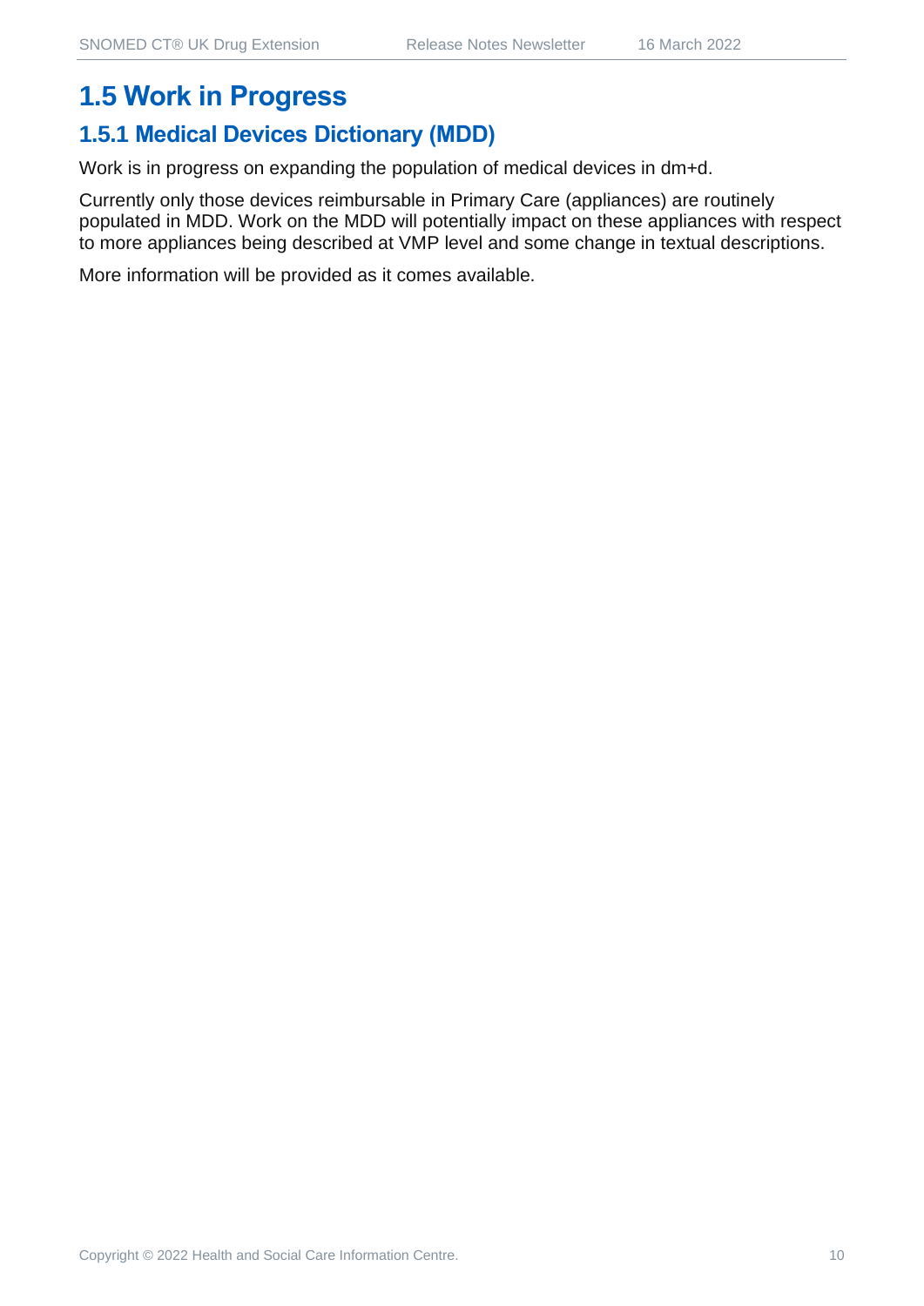## 1.5 Work in Progress

### 1.5.1 Medical Devices Dictionary (MDD)

Work is in progress on expanding the population of medical devices in dm+d.

Currently only those devices reimbursable in Primary Care (appliances) are routinely populated in MDD. Work on the MDD will potentially impact on these appliances with respect to more appliances being described at VMP level and some change in textual descriptions.

More information will be provided as it comes available.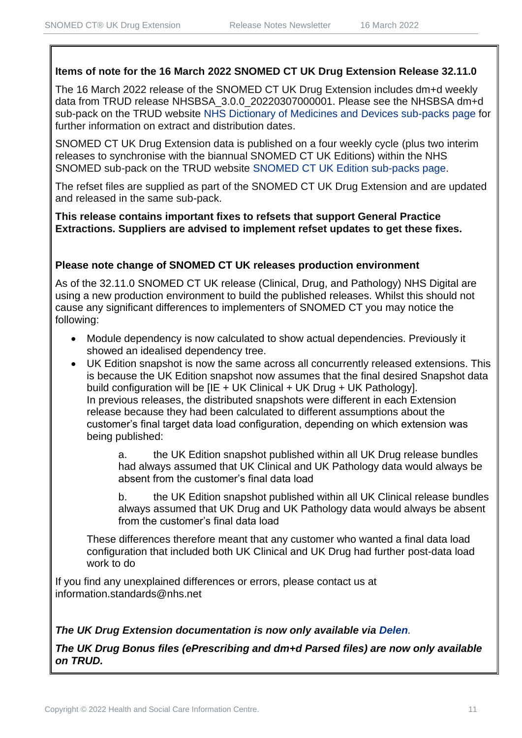**Items of note for the 16 March 2022 SNOMED CT UK Drug Extension Release 32.11.0**

The 16 March 2022 release of the SNOMED CT UK Drug Extension includes dm+d weekly data from TRUD release NHSBSA_3.0.0_20220307000001. Please see the NHSBSA dm+d sub-pack on the TRUD website NHS Dictionary of Medicines and Devices sub-packs page for further information on extract and distribution dates.

SNOMED CT UK Drug Extension data is published on a four weekly cycle (plus two interim releases to synchronise with the biannual SNOMED CT UK Editions) within the NHS SNOMED sub-pack on the TRUD website SNOMED CT UK Edition sub-packs page.

The refset files are supplied as part of the SNOMED CT UK Drug Extension and are updated and released in the same sub-pack.

**This release contains important fixes to refsets that support General Practice Extractions. Suppliers are advised to implement refset updates to get these fixes.**

**Please note change of SNOMED CT UK releases production environment**

As of the 32.11.0 SNOMED CT UK release (Clinical, Drug, and Pathology) NHS Digital are using a new production environment to build the published releases. Whilst this should not cause any significant differences to implementers of SNOMED CT you may notice the following:

- Module dependency is now calculated to show actual dependencies. Previously it showed an idealised dependency tree.
- UK Edition snapshot is now the same across all concurrently released extensions. This is because the UK Edition snapshot now assumes that the final desired Snapshot data build configuration will be [IE + UK Clinical + UK Drug + UK Pathology].
  In previous releases, the distributed snapshots were different in each Extension release because they had been calculated to different assumptions about the customer's final target data load configuration, depending on which extension was being published:

  a. the UK Edition snapshot published within all UK Drug release bundles had always assumed that UK Clinical and UK Pathology data would always be absent from the customer's final data load

  b. the UK Edition snapshot published within all UK Clinical release bundles always assumed that UK Drug and UK Pathology data would always be absent from the customer's final data load

  These differences therefore meant that any customer who wanted a final data load configuration that included both UK Clinical and UK Drug had further post-data load work to do

If you find any unexplained differences or errors, please contact us at information.standards@nhs.net

***The UK Drug Extension documentation is now only available via Delen.***

***The UK Drug Bonus files (ePrescribing and dm+d Parsed files) are now only available on TRUD.***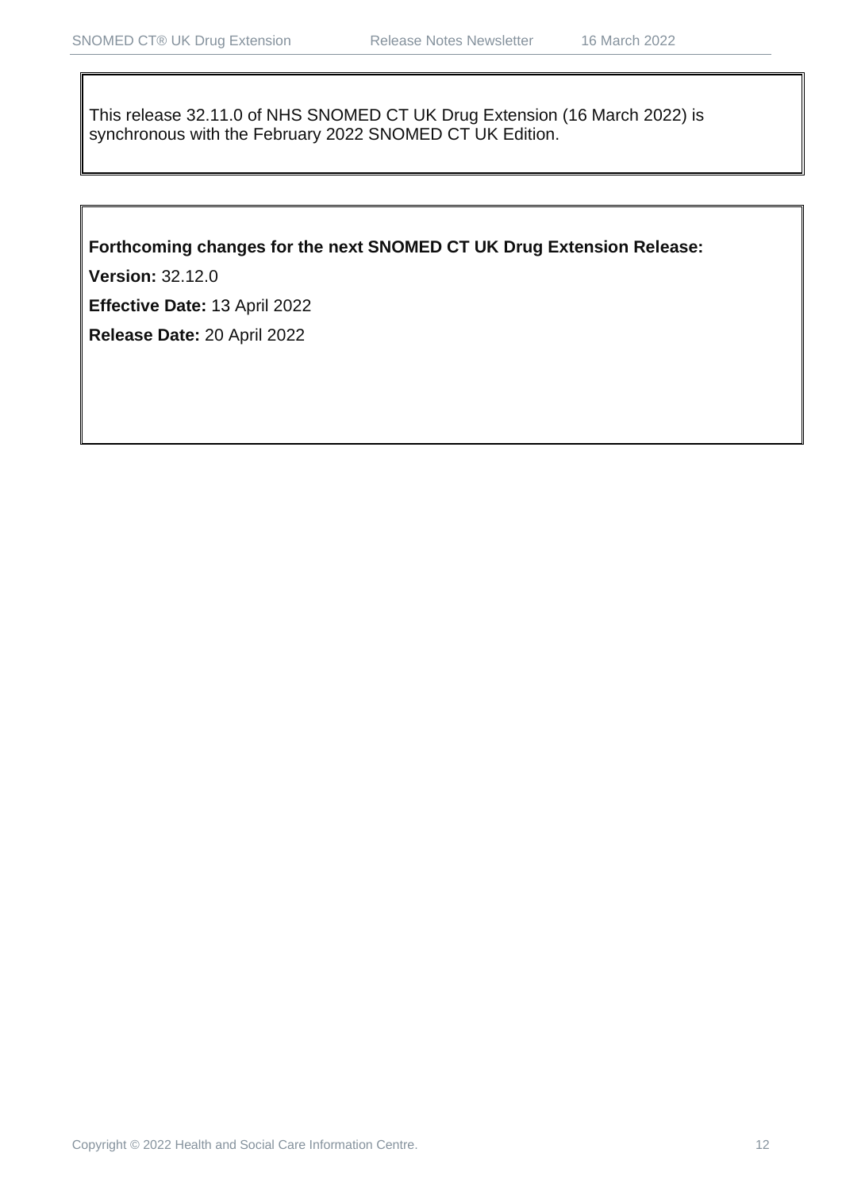This release 32.11.0 of NHS SNOMED CT UK Drug Extension (16 March 2022) is synchronous with the February 2022 SNOMED CT UK Edition.

**Forthcoming changes for the next SNOMED CT UK Drug Extension Release:**

**Version:** 32.12.0

**Effective Date:** 13 April 2022

**Release Date:** 20 April 2022

Copyright © 2022 Health and Social Care Information Centre.